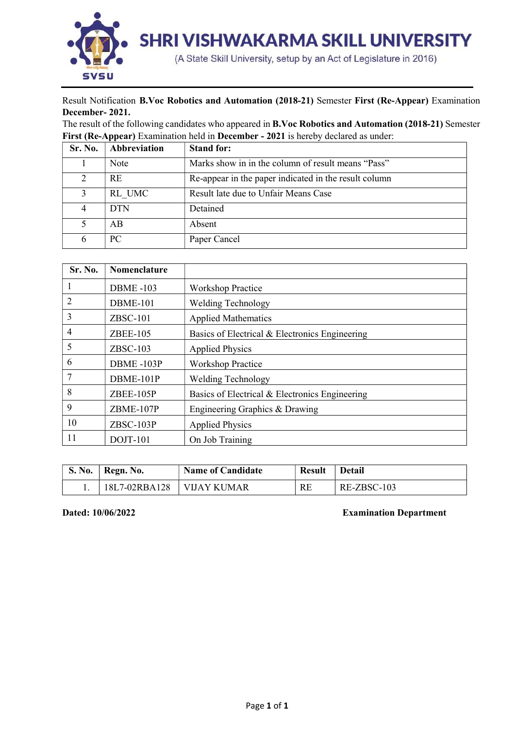# SHRI VISHWAKARMA SKILL UNIVERSITY

(A State Skill University, setup by an Act of Legislature in 2016)

Result Notification **B.Voc Robotics and Automation (2018-21)** Semester **First (Re-Appear)** Examination **December- 2021.**

The result of the following candidates who appeared in **B.Voc Robotics and Automation (2018-21)** Semester **First (Re-Appear)** Examination held in **December - 2021** is hereby declared as under:

| Sr. No. | Abbreviation | Stand for: |
|---|---|---|
| 1 | Note | Marks show in in the column of result means "Pass" |
| 2 | RE | Re-appear in the paper indicated in the result column |
| 3 | RL_UMC | Result late due to Unfair Means Case |
| 4 | DTN | Detained |
| 5 | AB | Absent |
| 6 | PC | Paper Cancel |

| Sr. No. | Nomenclature | |
|---|---|---|
| 1 | DBME -103 | Workshop Practice |
| 2 | DBME-101 | Welding Technology |
| 3 | ZBSC-101 | Applied Mathematics |
| 4 | ZBEE-105 | Basics of Electrical & Electronics Engineering |
| 5 | ZBSC-103 | Applied Physics |
| 6 | DBME -103P | Workshop Practice |
| 7 | DBME-101P | Welding Technology |
| 8 | ZBEE-105P | Basics of Electrical & Electronics Engineering |
| 9 | ZBME-107P | Engineering Graphics & Drawing |
| 10 | ZBSC-103P | Applied Physics |
| 11 | DOJT-101 | On Job Training |

| S. No. | Regn. No. | Name of Candidate | Result | Detail |
|---|---|---|---|---|
| 1. | 18L7-02RBA128 | VIJAY KUMAR | RE | RE-ZBSC-103 |

**Dated: 10/06/2022** **Examination Department**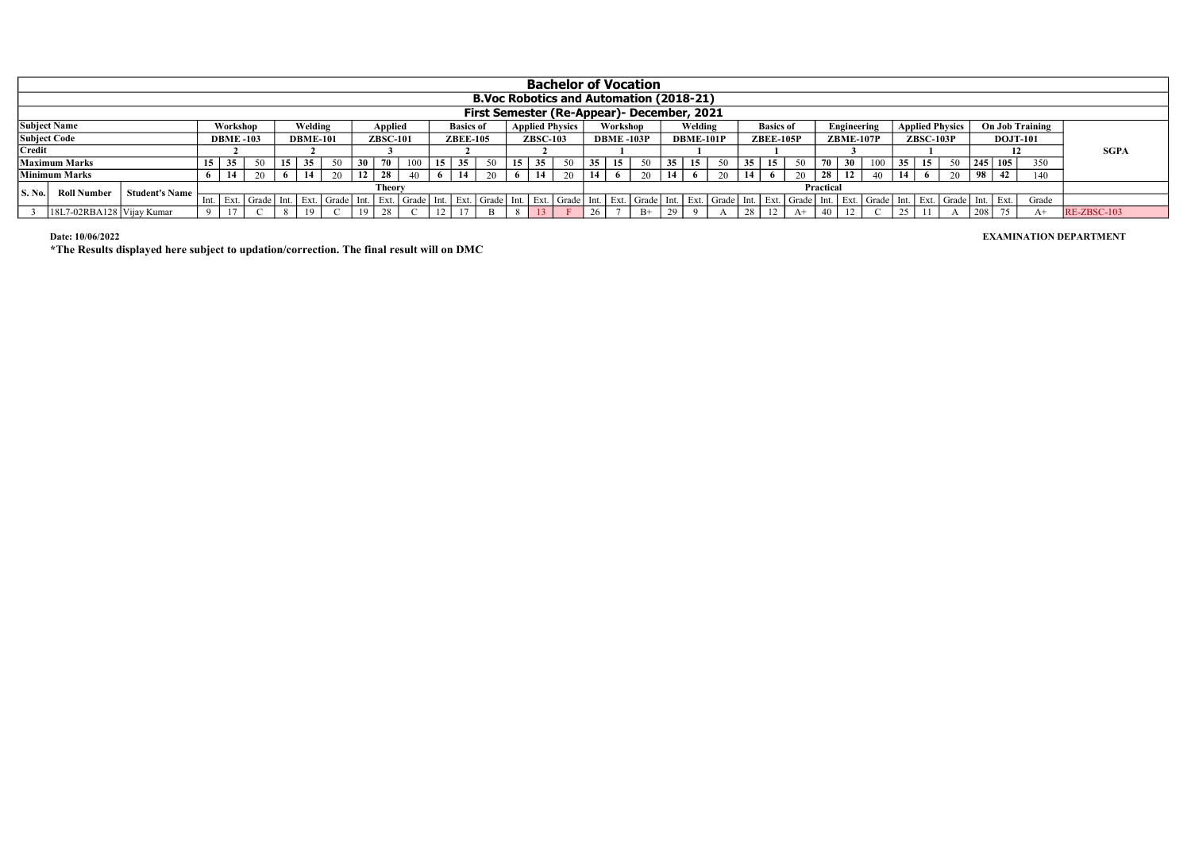# Bachelor of Vocation

## B.Voc Robotics and Automation (2018-21)

## First Semester (Re-Appear)- December, 2021

| Subject Name | | | Workshop | | | Welding | | | Applied | | | Basics of | | | Applied Physics | | | Workshop | | | Welding | | | Basics of | | | Engineering | | | Applied Physics | | | On Job Training | | | SGPA |
|---|---|---|---|---|---|---|---|---|---|---|---|---|---|---|---|---|---|---|---|---|---|---|---|---|---|---|---|---|---|---|---|---|---|---|---|---|
| Subject Code | | | DBME -103 | | | DBME-101 | | | ZBSC-101 | | | ZBEE-105 | | | ZBSC-103 | | | DBME -103P | | | DBME-101P | | | ZBEE-105P | | | ZBME-107P | | | ZBSC-103P | | | DOJT-101 | | | |
| Credit | | | 2 | | | 2 | | | 3 | | | 2 | | | 2 | | | 1 | | | 1 | | | 1 | | | 3 | | | 1 | | | 12 | | | |
| Maximum Marks | | | 15 | 35 | 50 | 15 | 35 | 50 | 30 | 70 | 100 | 15 | 35 | 50 | 15 | 35 | 50 | 35 | 15 | 50 | 35 | 15 | 50 | 35 | 15 | 50 | 70 | 30 | 100 | 35 | 15 | 50 | 245 | 105 | 350 | |
| Minimum Marks | | | 6 | 14 | 20 | 6 | 14 | 20 | 12 | 28 | 40 | 6 | 14 | 20 | 6 | 14 | 20 | 14 | 6 | 20 | 14 | 6 | 20 | 14 | 6 | 20 | 28 | 12 | 40 | 14 | 6 | 20 | 98 | 42 | 140 | |
| S. No. | Roll Number | Student's Name | Theory | | | | | | | | | | | | | | | Practical | | | | | | | | | | | | | | | | | | |
| | | | Int. | Ext. | Grade | Int. | Ext. | Grade | Int. | Ext. | Grade | Int. | Ext. | Grade | Int. | Ext. | Grade | Int. | Ext. | Grade | Int. | Ext. | Grade | Int. | Ext. | Grade | Int. | Ext. | Grade | Int. | Ext. | Grade | Int. | Ext. | Grade | |
| 3 | 18L7-02RBA128 | Vijay Kumar | 9 | 17 | C | 8 | 19 | C | 19 | 28 | C | 12 | 17 | B | 8 | 13 | F | 26 | 7 | B+ | 29 | 9 | A | 28 | 12 | A+ | 40 | 12 | C | 25 | 11 | A | 208 | 75 | A+ | RE-ZBSC-103 |

**Date: 10/06/2022**

**EXAMINATION DEPARTMENT**

***The Results displayed here subject to updation/correction. The final result will on DMC**